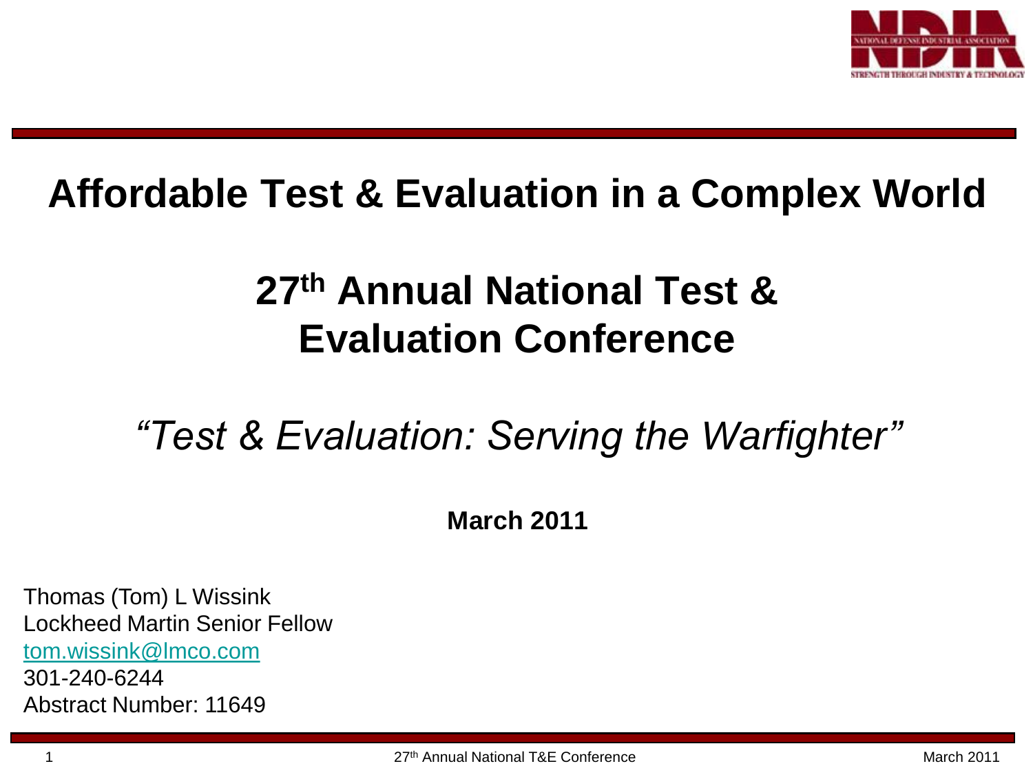# Affordable Test & Evaluation in a Complex World

## 27th Annual National Test & Evaluation Conference

*"Test & Evaluation: Serving the Warfighter"*

**March 2011**

Thomas (Tom) L Wissink
Lockheed Martin Senior Fellow
tom.wissink@lmco.com
301-240-6244
Abstract Number: 11649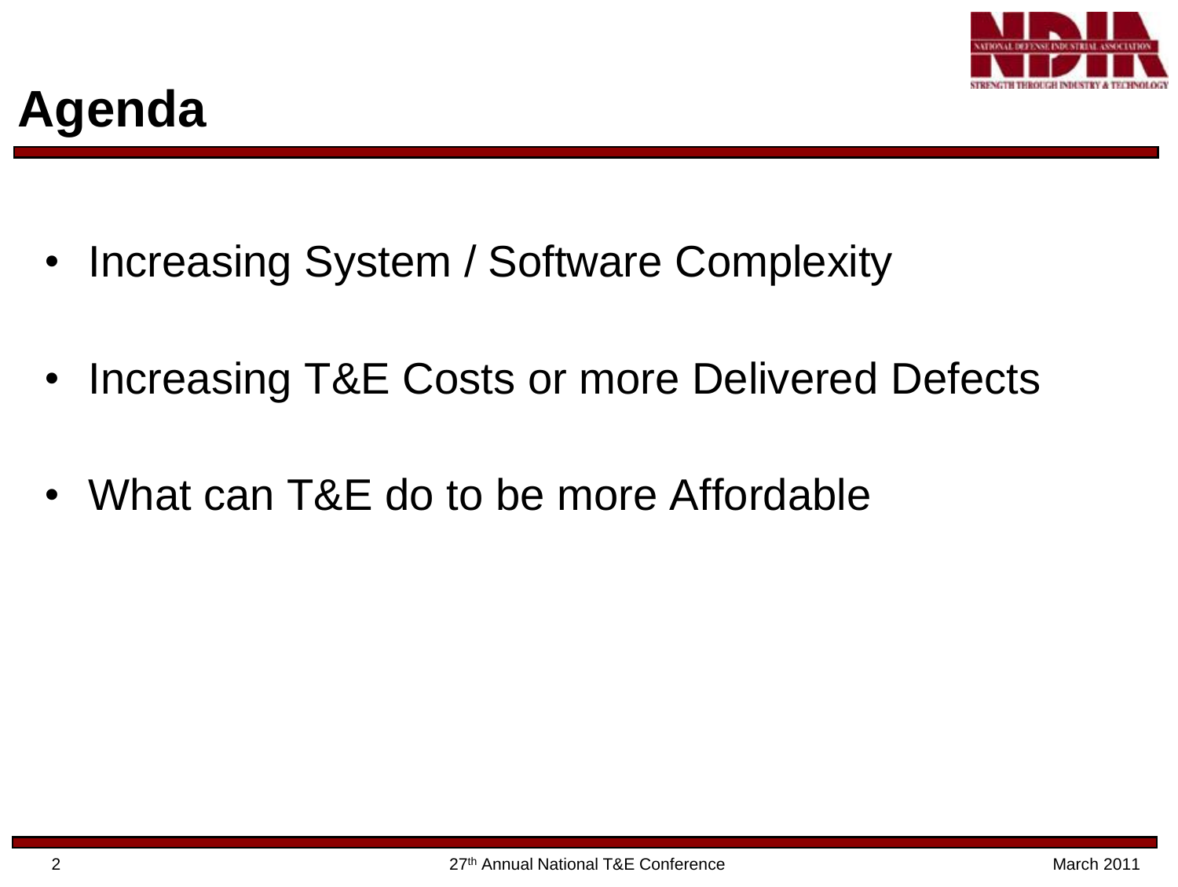# Agenda

- Increasing System / Software Complexity
- Increasing T&E Costs or more Delivered Defects
- What can T&E do to be more Affordable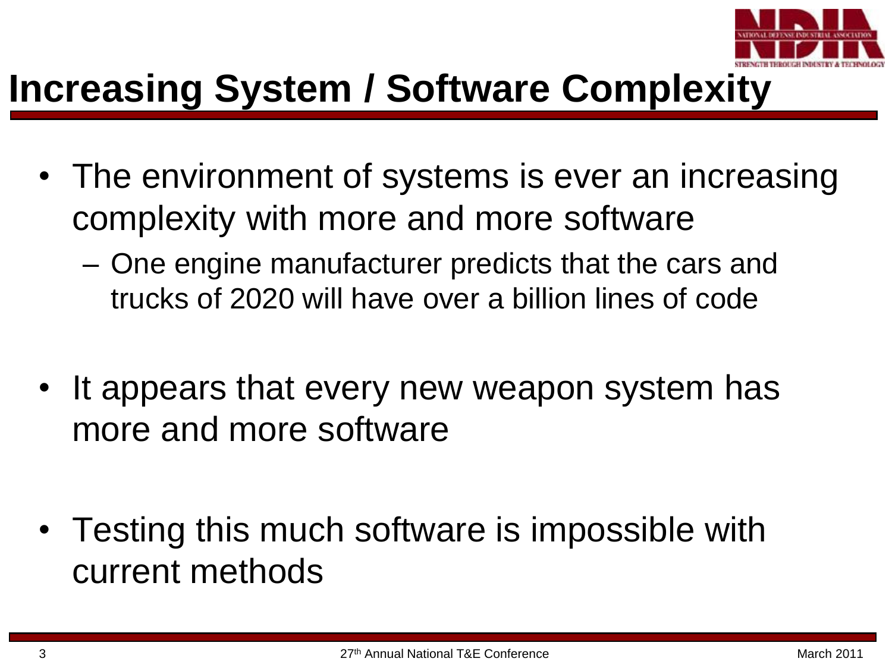# Increasing System / Software Complexity

- The environment of systems is ever an increasing complexity with more and more software
  - One engine manufacturer predicts that the cars and trucks of 2020 will have over a billion lines of code
- It appears that every new weapon system has more and more software
- Testing this much software is impossible with current methods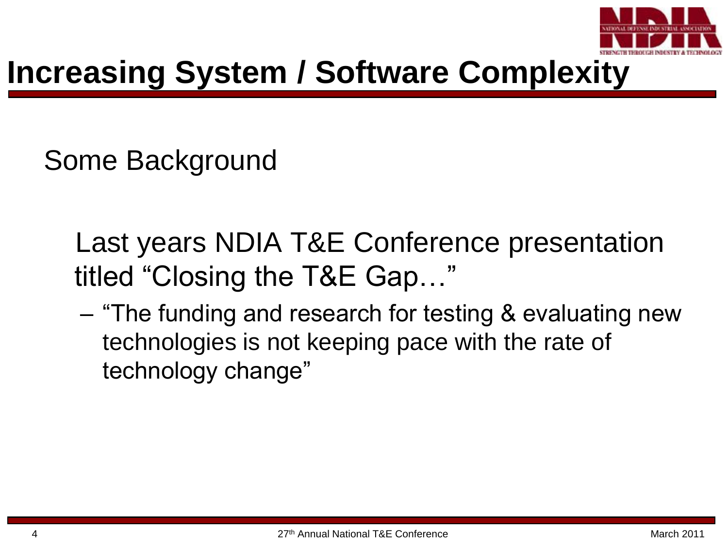# Increasing System / Software Complexity

Some Background

Last years NDIA T&E Conference presentation titled "Closing the T&E Gap…"

- "The funding and research for testing & evaluating new technologies is not keeping pace with the rate of technology change"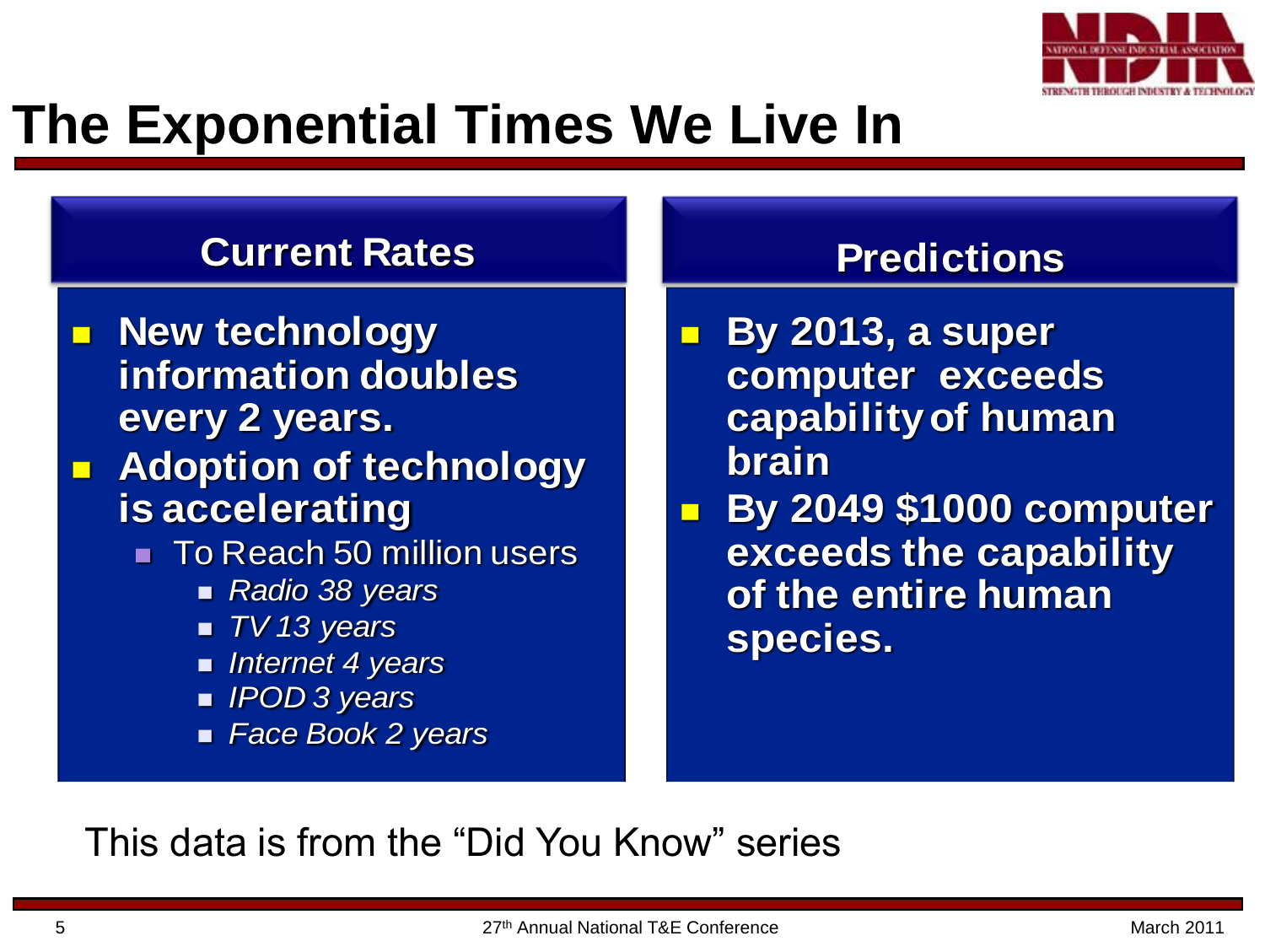# The Exponential Times We Live In

## Current Rates

- **New technology information doubles every 2 years.**
- **Adoption of technology is accelerating**
  - To Reach 50 million users
    - *Radio 38 years*
    - *TV 13 years*
    - *Internet 4 years*
    - *IPOD 3 years*
    - *Face Book 2 years*

## Predictions

- **By 2013, a super computer exceeds capability of human brain**
- **By 2049 $1000 computer exceeds the capability of the entire human species.**

This data is from the “Did You Know” series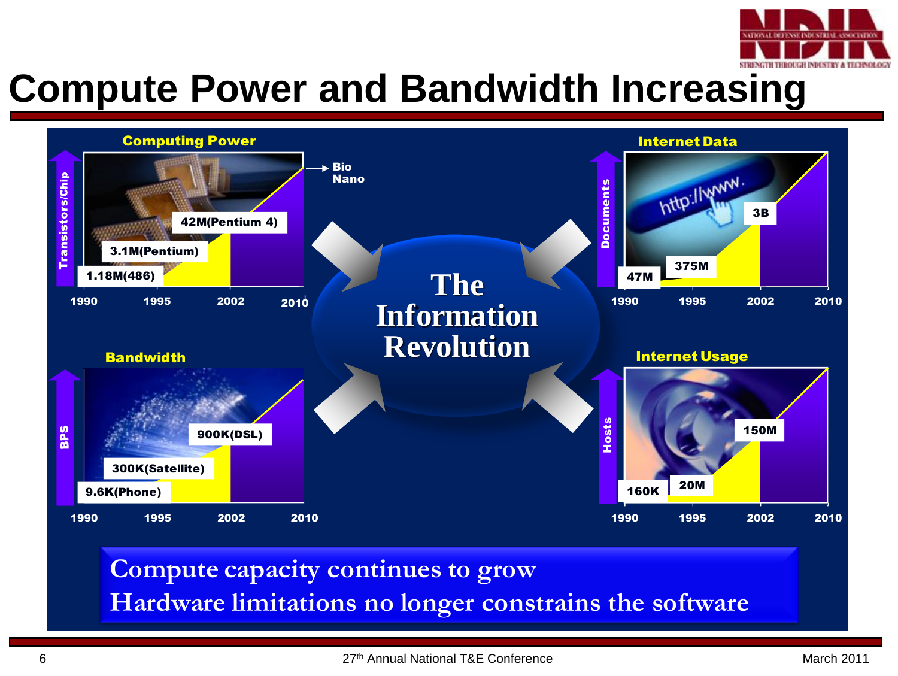# Compute Power and Bandwidth Increasing

**Computing Power**

Transistors/Chip

- 1.18M(486)
- 3.1M(Pentium)
- 42M(Pentium 4)
- → Bio Nano

1990 | 1995 | 2002 | 2010

**Internet Data**

Documents

- 47M
- 375M
- 3B

1990 | 1995 | 2002 | 2010

**The Information Revolution**

**Bandwidth**

BPS

- 9.6K(Phone)
- 300K(Satellite)
- 900K(DSL)

1990 | 1995 | 2002 | 2010

**Internet Usage**

Hosts

- 160K
- 20M
- 150M

1990 | 1995 | 2002 | 2010

Compute capacity continues to grow
Hardware limitations no longer constrains the software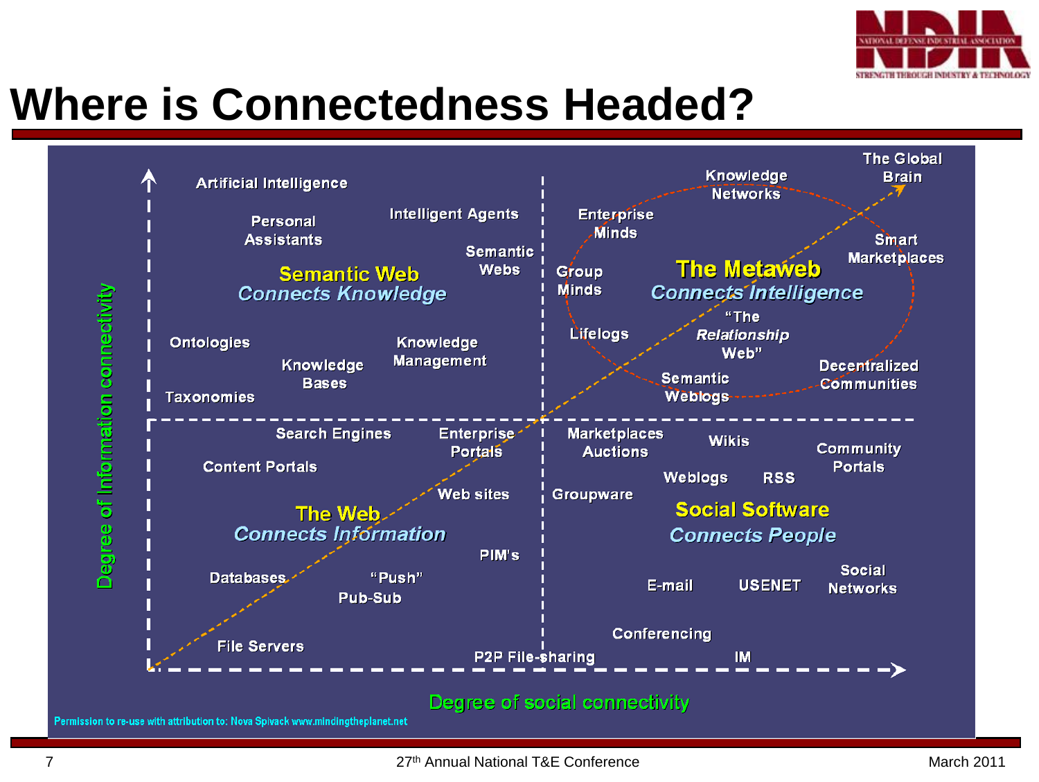# Where is Connectedness Headed?

Degree of Information connectivity

Degree of social connectivity

**Semantic Web** *Connects Knowledge*

Artificial Intelligence

Personal Assistants

Intelligent Agents

Semantic Webs

Ontologies

Knowledge Bases

Knowledge Management

Taxonomies

**The Metaweb** *Connects Intelligence*

Knowledge Networks

The Global Brain

Enterprise Minds

Group Minds

Smart Marketplaces

Lifelogs

"The *Relationship* Web"

Semantic Weblogs

Decentralized Communities

**The Web** *Connects Information*

Search Engines

Enterprise Portals

Content Portals

Web sites

PIM's

Databases

"Push" Pub-Sub

File Servers

P2P File-sharing

**Social Software** *Connects People*

Marketplaces Auctions

Wikis

Community Portals

Weblogs

RSS

Groupware

E-mail

USENET

Social Networks

Conferencing

IM

Permission to re-use with attribution to: Nova Spivack www.mindingtheplanet.net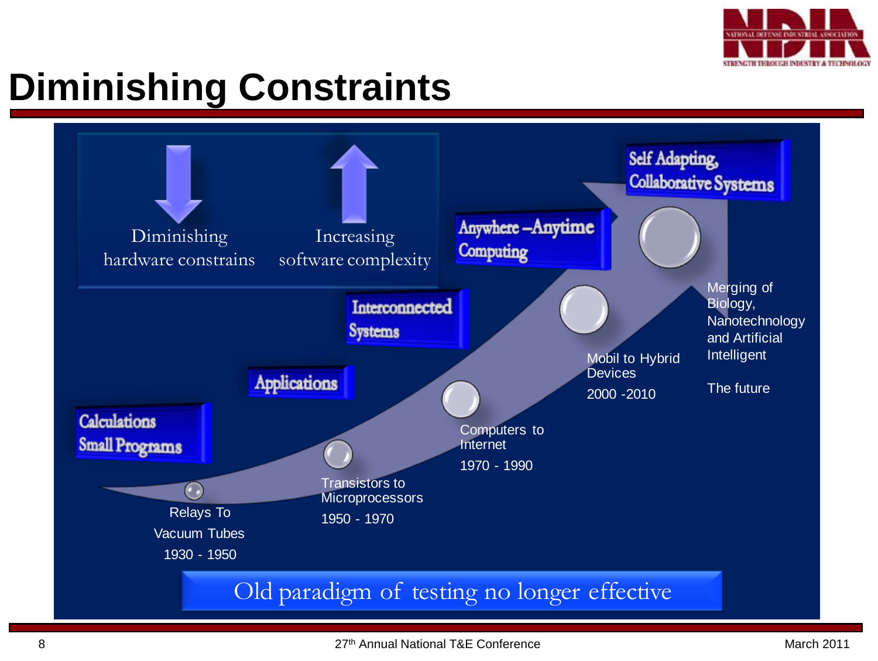# Diminishing Constraints

Diminishing hardware constrains

Increasing software complexity

Calculations Small Programs

Applications

Interconnected Systems

Anywhere –Anytime Computing

Self Adapting, Collaborative Systems

Relays To Vacuum Tubes

1930 - 1950

Transistors to Microprocessors

1950 - 1970

Computers to Internet

1970 - 1990

Mobil to Hybrid Devices

2000 -2010

Merging of Biology, Nanotechnology and Artificial Intelligent

The future

Old paradigm of testing no longer effective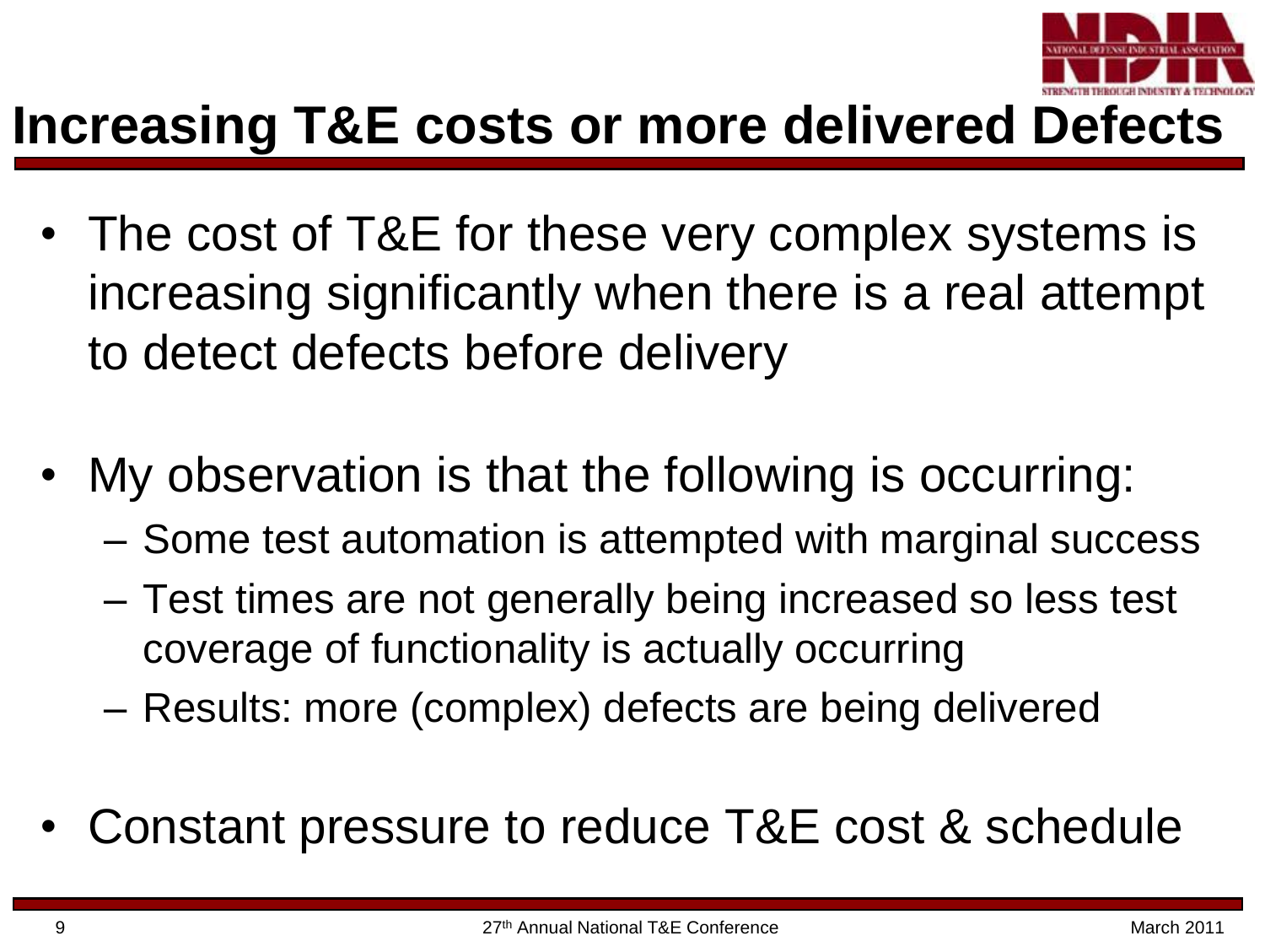# Increasing T&E costs or more delivered Defects

- The cost of T&E for these very complex systems is increasing significantly when there is a real attempt to detect defects before delivery
- My observation is that the following is occurring:
  - Some test automation is attempted with marginal success
  - Test times are not generally being increased so less test coverage of functionality is actually occurring
  - Results: more (complex) defects are being delivered
- Constant pressure to reduce T&E cost & schedule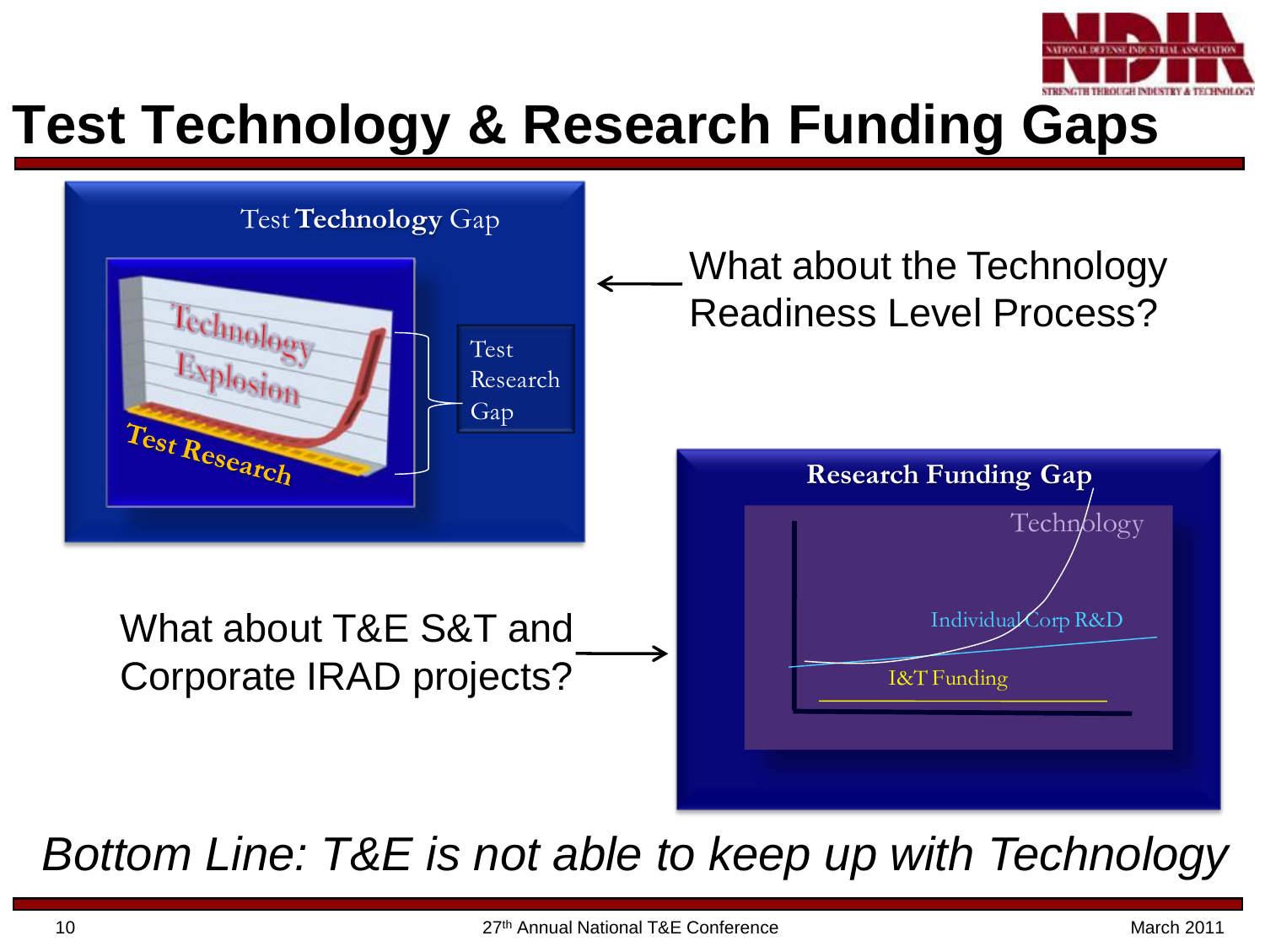# Test Technology & Research Funding Gaps

**Test Technology Gap**

Technology Explosion

Test Research

Test Research Gap

What about the Technology Readiness Level Process?

**Research Funding Gap**

Technology

Individual Corp R&D

I&T Funding

What about T&E S&T and Corporate IRAD projects?

*Bottom Line: T&E is not able to keep up with Technology*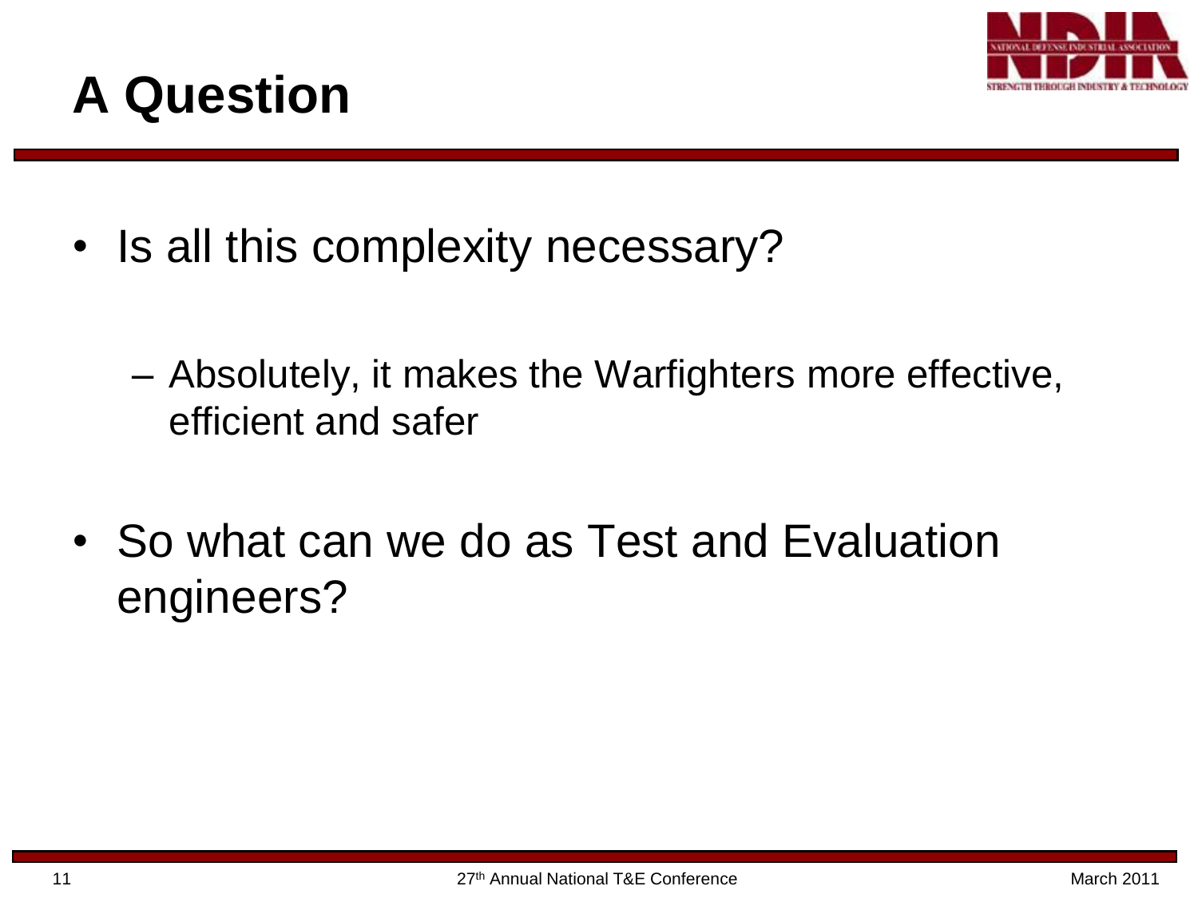# A Question

- Is all this complexity necessary?
  - Absolutely, it makes the Warfighters more effective, efficient and safer
- So what can we do as Test and Evaluation engineers?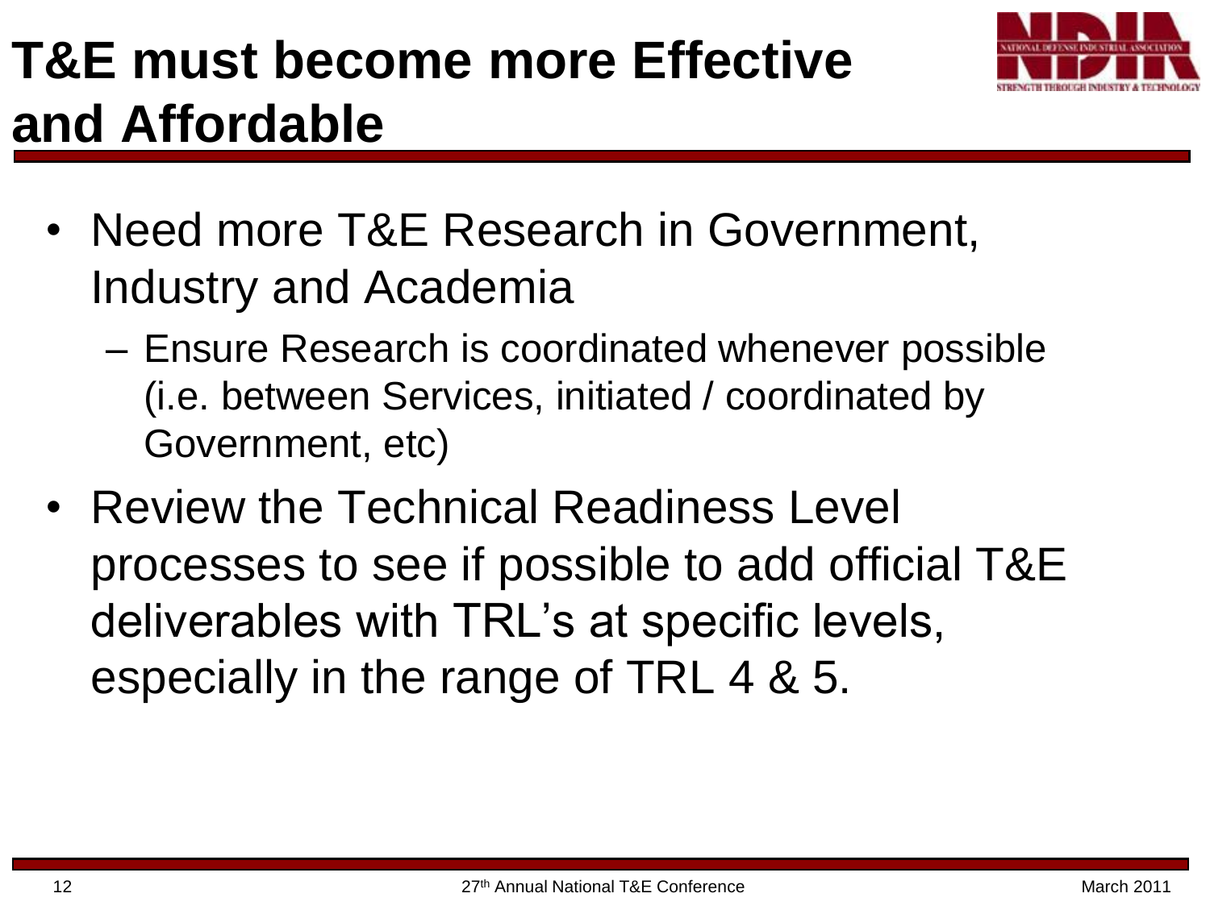# T&E must become more Effective and Affordable

- Need more T&E Research in Government, Industry and Academia
  - Ensure Research is coordinated whenever possible (i.e. between Services, initiated / coordinated by Government, etc)
- Review the Technical Readiness Level processes to see if possible to add official T&E deliverables with TRL's at specific levels, especially in the range of TRL 4 & 5.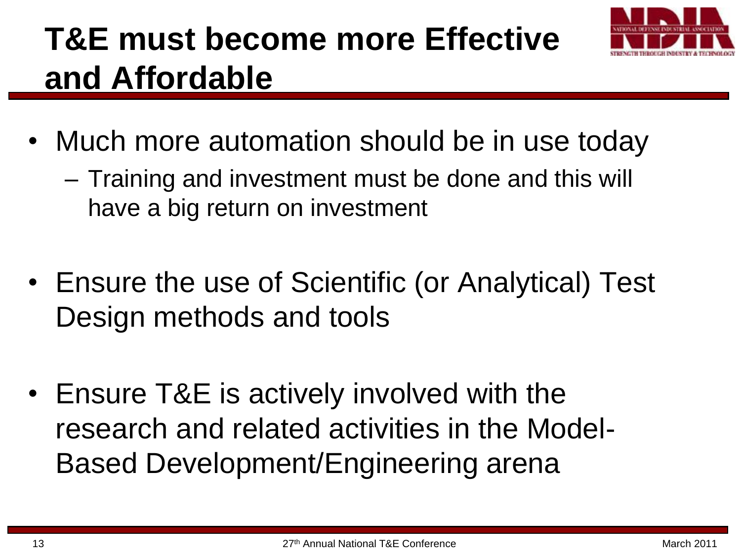# T&E must become more Effective and Affordable

- Much more automation should be in use today
  - Training and investment must be done and this will have a big return on investment
- Ensure the use of Scientific (or Analytical) Test Design methods and tools
- Ensure T&E is actively involved with the research and related activities in the Model-Based Development/Engineering arena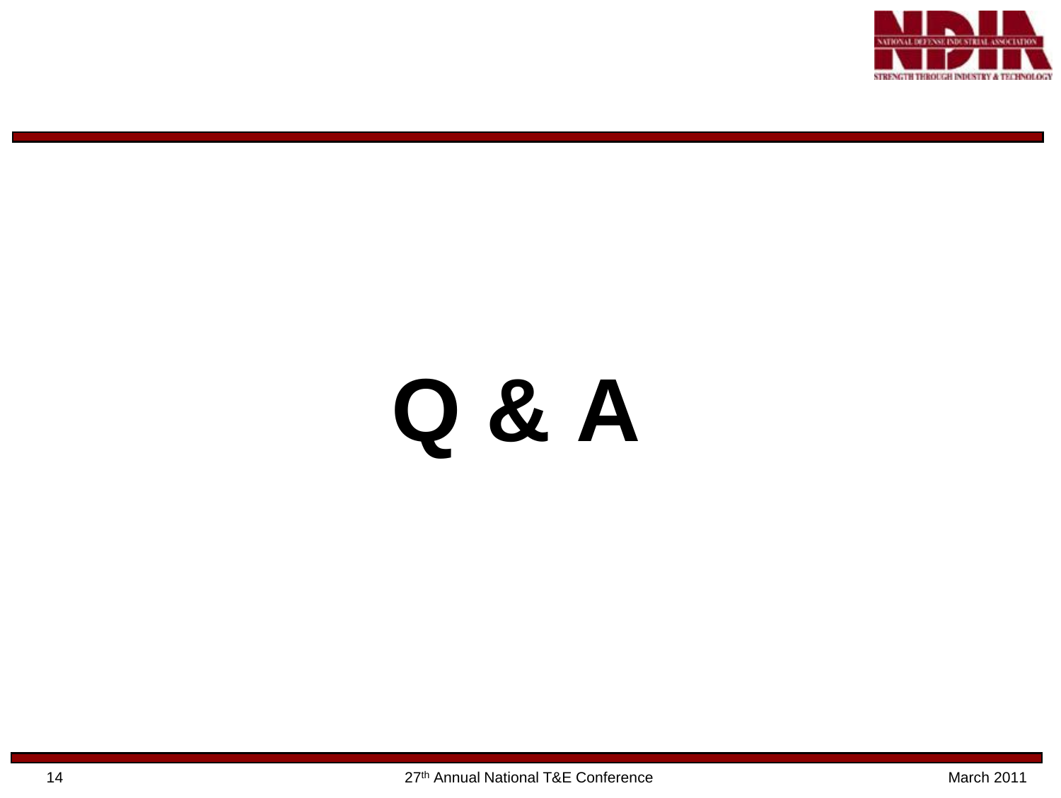# Q & A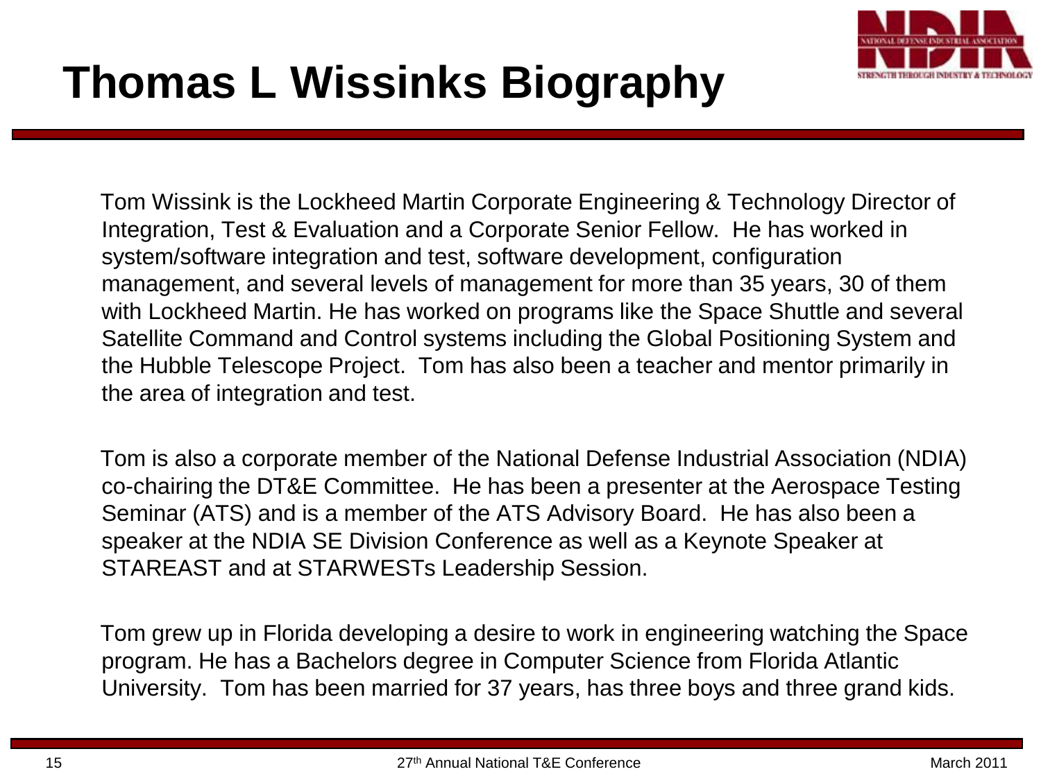# Thomas L Wissinks Biography

Tom Wissink is the Lockheed Martin Corporate Engineering & Technology Director of Integration, Test & Evaluation and a Corporate Senior Fellow. He has worked in system/software integration and test, software development, configuration management, and several levels of management for more than 35 years, 30 of them with Lockheed Martin. He has worked on programs like the Space Shuttle and several Satellite Command and Control systems including the Global Positioning System and the Hubble Telescope Project. Tom has also been a teacher and mentor primarily in the area of integration and test.

Tom is also a corporate member of the National Defense Industrial Association (NDIA) co-chairing the DT&E Committee. He has been a presenter at the Aerospace Testing Seminar (ATS) and is a member of the ATS Advisory Board. He has also been a speaker at the NDIA SE Division Conference as well as a Keynote Speaker at STAREAST and at STARWESTs Leadership Session.

Tom grew up in Florida developing a desire to work in engineering watching the Space program. He has a Bachelors degree in Computer Science from Florida Atlantic University. Tom has been married for 37 years, has three boys and three grand kids.